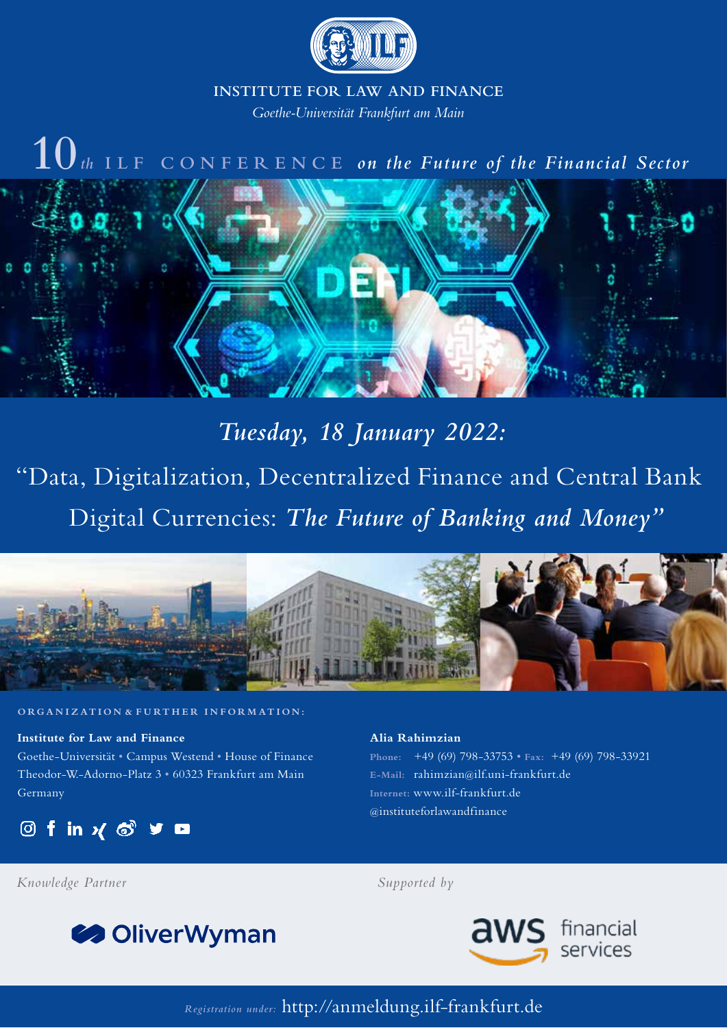INSTITUTE FOR LAW AND FINANCE

*Goethe-Universität Frankfurt am Main*

# 10th ILF CONFERENCE *on the Future of the Financial Sector*

## *Tuesday, 18 January 2022:*

## "Data, Digitalization, Decentralized Finance and Central Bank Digital Currencies: *The Future of Banking and Money*"

**ORGANIZATION & FURTHER INFORMATION:**

**Institute for Law and Finance**
Goethe-Universität • Campus Westend • House of Finance
Theodor-W.-Adorno-Platz 3 • 60323 Frankfurt am Main
Germany

**Alia Rahimzian**
Phone: +49 (69) 798-33753 • Fax: +49 (69) 798-33921
E-Mail: rahimzian@ilf.uni-frankfurt.de
Internet: www.ilf-frankfurt.de
@instituteforlawandfinance

*Knowledge Partner*

OliverWyman

*Supported by*

aws financial services

*Registration under:* http://anmeldung.ilf-frankfurt.de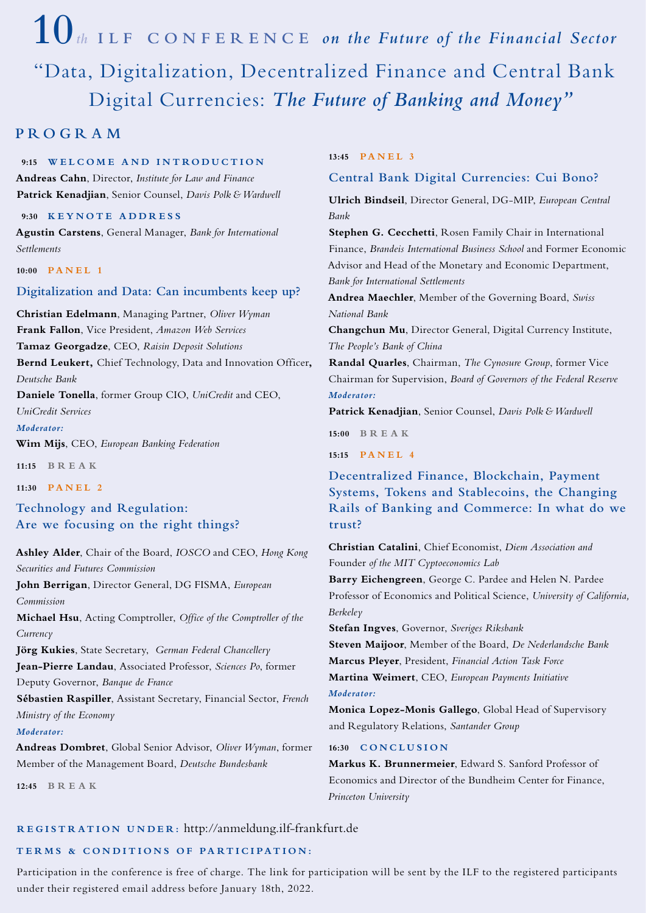# 10th ILF CONFERENCE *on the Future of the Financial Sector*

## "Data, Digitalization, Decentralized Finance and Central Bank Digital Currencies: *The Future of Banking and Money"*

## PROGRAM

**9:15 WELCOME AND INTRODUCTION**

**Andreas Cahn**, Director, *Institute for Law and Finance*
**Patrick Kenadjian**, Senior Counsel, *Davis Polk & Wardwell*

**9:30 KEYNOTE ADDRESS**

**Agustin Carstens**, General Manager, *Bank for International Settlements*

**10:00 PANEL 1**

### Digitalization and Data: Can incumbents keep up?

**Christian Edelmann**, Managing Partner, *Oliver Wyman*
**Frank Fallon**, Vice President, *Amazon Web Services*
**Tamaz Georgadze**, CEO, *Raisin Deposit Solutions*
**Bernd Leukert,** Chief Technology, Data and Innovation Officer**,** *Deutsche Bank*
**Daniele Tonella**, former Group CIO, *UniCredit* and CEO, *UniCredit Services*

***Moderator:***
**Wim Mijs**, CEO, *European Banking Federation*

**11:15 BREAK**

**11:30 PANEL 2**

### Technology and Regulation: Are we focusing on the right things?

**Ashley Alder**, Chair of the Board, *IOSCO* and CEO, *Hong Kong Securities and Futures Commission*
**John Berrigan**, Director General, DG FISMA, *European Commission*
**Michael Hsu**, Acting Comptroller, *Office of the Comptroller of the Currency*
**Jörg Kukies**, State Secretary, *German Federal Chancellery*
**Jean-Pierre Landau**, Associated Professor, *Sciences Po*, former Deputy Governor, *Banque de France*
**Sébastien Raspiller**, Assistant Secretary, Financial Sector, *French Ministry of the Economy*

***Moderator:***
**Andreas Dombret**, Global Senior Advisor, *Oliver Wyman*, former Member of the Management Board, *Deutsche Bundesbank*

**12:45 BREAK**

**13:45 PANEL 3**

### Central Bank Digital Currencies: Cui Bono?

**Ulrich Bindseil**, Director General, DG-MIP, *European Central Bank*
**Stephen G. Cecchetti**, Rosen Family Chair in International Finance, *Brandeis International Business School* and Former Economic Advisor and Head of the Monetary and Economic Department, *Bank for International Settlements*
**Andrea Maechler**, Member of the Governing Board, *Swiss National Bank*
**Changchun Mu**, Director General, Digital Currency Institute, *The People's Bank of China*
**Randal Quarles**, Chairman, *The Cynosure Group*, former Vice Chairman for Supervision, *Board of Governors of the Federal Reserve*

***Moderator:***
**Patrick Kenadjian**, Senior Counsel, *Davis Polk & Wardwell*

**15:00 BREAK**

**15:15 PANEL 4**

### Decentralized Finance, Blockchain, Payment Systems, Tokens and Stablecoins, the Changing Rails of Banking and Commerce: In what do we trust?

**Christian Catalini**, Chief Economist, *Diem Association and* Founder *of the MIT Cyptoeconomics Lab*
**Barry Eichengreen**, George C. Pardee and Helen N. Pardee Professor of Economics and Political Science, *University of California, Berkeley*
**Stefan Ingves**, Governor, *Sveriges Riksbank*
**Steven Maijoor**, Member of the Board, *De Nederlandsche Bank*
**Marcus Pleyer**, President, *Financial Action Task Force*
**Martina Weimert**, CEO, *European Payments Initiative*

***Moderator:***
**Monica Lopez-Monis Gallego**, Global Head of Supervisory and Regulatory Relations, *Santander Group*

**16:30 CONCLUSION**

**Markus K. Brunnermeier**, Edward S. Sanford Professor of Economics and Director of the Bundheim Center for Finance, *Princeton University*

**REGISTRATION UNDER:** http://anmeldung.ilf-frankfurt.de

**TERMS & CONDITIONS OF PARTICIPATION:**

Participation in the conference is free of charge. The link for participation will be sent by the ILF to the registered participants under their registered email address before January 18th, 2022.